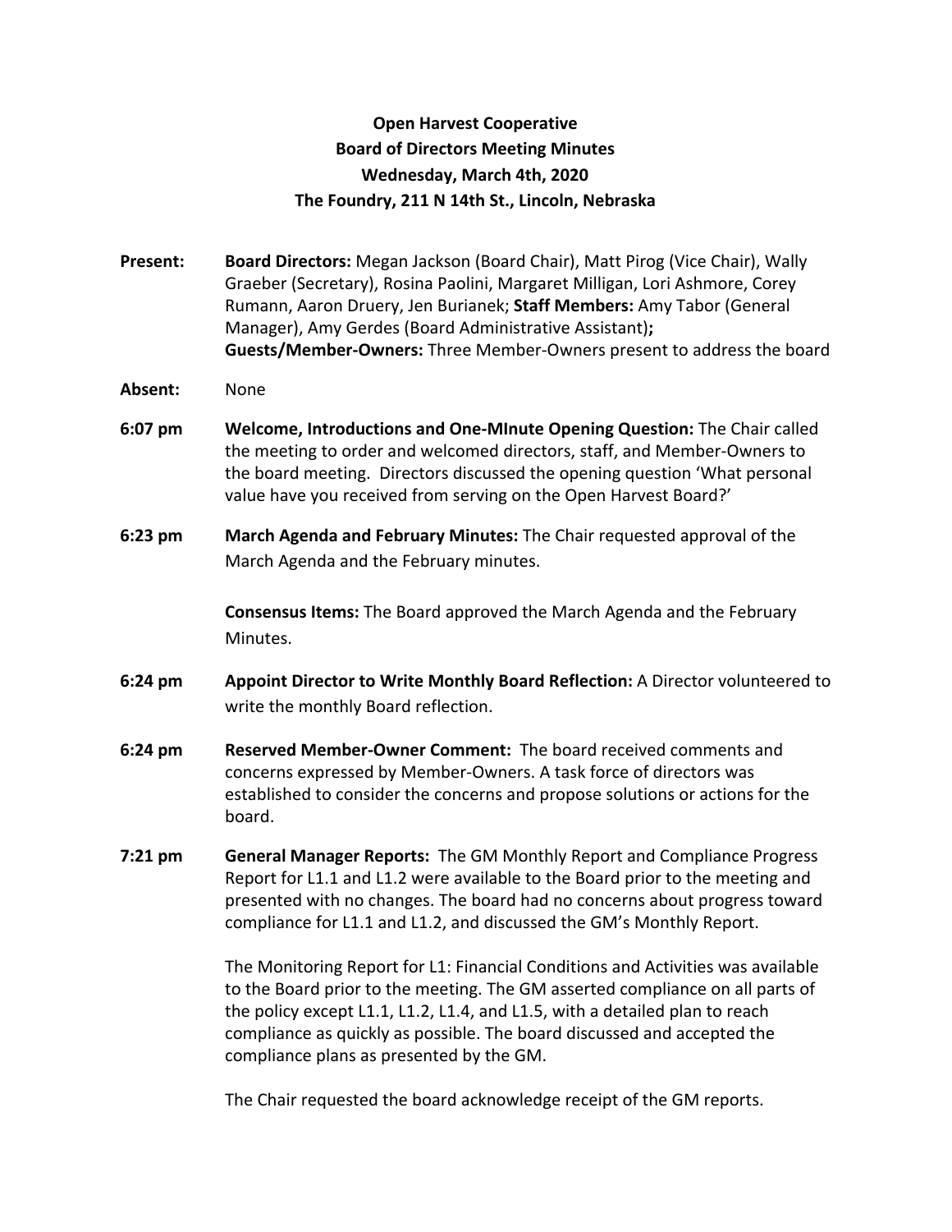**Open Harvest Cooperative**
**Board of Directors Meeting Minutes**
**Wednesday, March 4th, 2020**
**The Foundry, 211 N 14th St., Lincoln, Nebraska**

**Present:** **Board Directors:** Megan Jackson (Board Chair), Matt Pirog (Vice Chair), Wally Graeber (Secretary), Rosina Paolini, Margaret Milligan, Lori Ashmore, Corey Rumann, Aaron Druery, Jen Burianek; **Staff Members:** Amy Tabor (General Manager), Amy Gerdes (Board Administrative Assistant)**;** **Guests/Member-Owners:** Three Member-Owners present to address the board

**Absent:** None

**6:07 pm** **Welcome, Introductions and One-MInute Opening Question:** The Chair called the meeting to order and welcomed directors, staff, and Member-Owners to the board meeting. Directors discussed the opening question 'What personal value have you received from serving on the Open Harvest Board?'

**6:23 pm** **March Agenda and February Minutes:** The Chair requested approval of the March Agenda and the February minutes.

**Consensus Items:** The Board approved the March Agenda and the February Minutes.

**6:24 pm** **Appoint Director to Write Monthly Board Reflection:** A Director volunteered to write the monthly Board reflection.

**6:24 pm** **Reserved Member-Owner Comment:** The board received comments and concerns expressed by Member-Owners. A task force of directors was established to consider the concerns and propose solutions or actions for the board.

**7:21 pm** **General Manager Reports:** The GM Monthly Report and Compliance Progress Report for L1.1 and L1.2 were available to the Board prior to the meeting and presented with no changes. The board had no concerns about progress toward compliance for L1.1 and L1.2, and discussed the GM's Monthly Report.

The Monitoring Report for L1: Financial Conditions and Activities was available to the Board prior to the meeting. The GM asserted compliance on all parts of the policy except L1.1, L1.2, L1.4, and L1.5, with a detailed plan to reach compliance as quickly as possible. The board discussed and accepted the compliance plans as presented by the GM.

The Chair requested the board acknowledge receipt of the GM reports.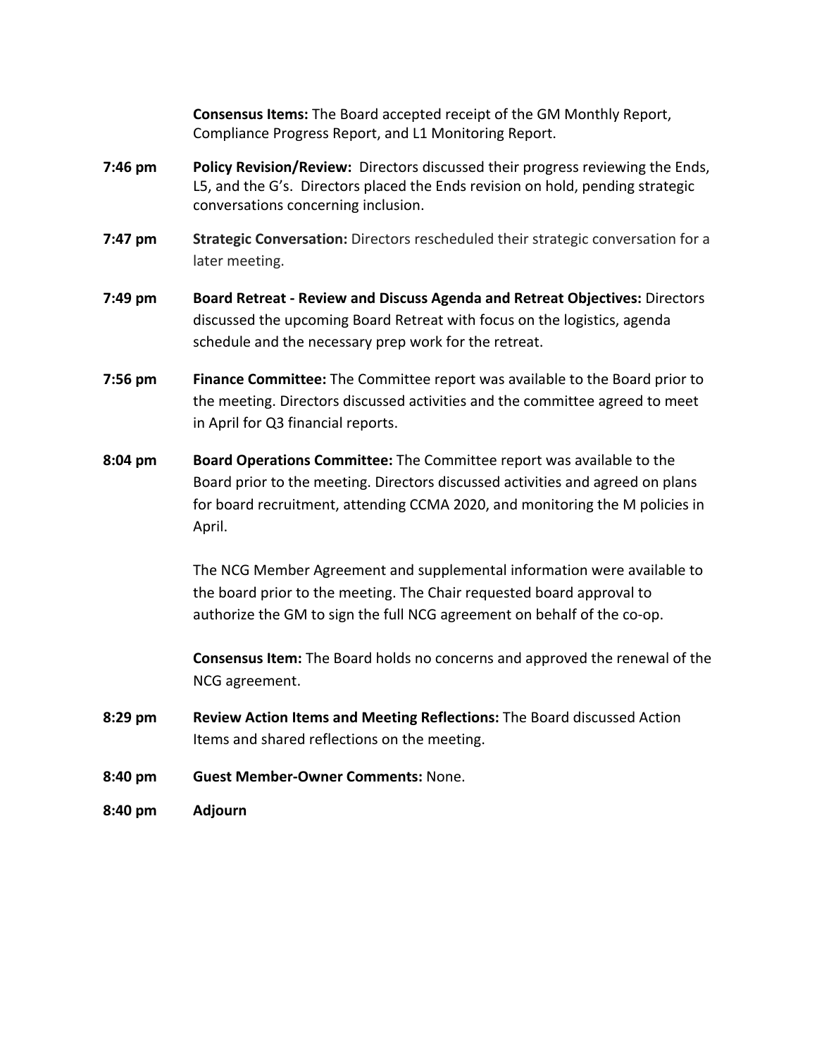**Consensus Items:** The Board accepted receipt of the GM Monthly Report, Compliance Progress Report, and L1 Monitoring Report.

**7:46 pm** **Policy Revision/Review:** Directors discussed their progress reviewing the Ends, L5, and the G's. Directors placed the Ends revision on hold, pending strategic conversations concerning inclusion.

**7:47 pm** **Strategic Conversation:** Directors rescheduled their strategic conversation for a later meeting.

**7:49 pm** **Board Retreat - Review and Discuss Agenda and Retreat Objectives:** Directors discussed the upcoming Board Retreat with focus on the logistics, agenda schedule and the necessary prep work for the retreat.

**7:56 pm** **Finance Committee:** The Committee report was available to the Board prior to the meeting. Directors discussed activities and the committee agreed to meet in April for Q3 financial reports.

**8:04 pm** **Board Operations Committee:** The Committee report was available to the Board prior to the meeting. Directors discussed activities and agreed on plans for board recruitment, attending CCMA 2020, and monitoring the M policies in April.

The NCG Member Agreement and supplemental information were available to the board prior to the meeting. The Chair requested board approval to authorize the GM to sign the full NCG agreement on behalf of the co-op.

**Consensus Item:** The Board holds no concerns and approved the renewal of the NCG agreement.

**8:29 pm** **Review Action Items and Meeting Reflections:** The Board discussed Action Items and shared reflections on the meeting.

**8:40 pm** **Guest Member-Owner Comments:** None.

**8:40 pm** **Adjourn**